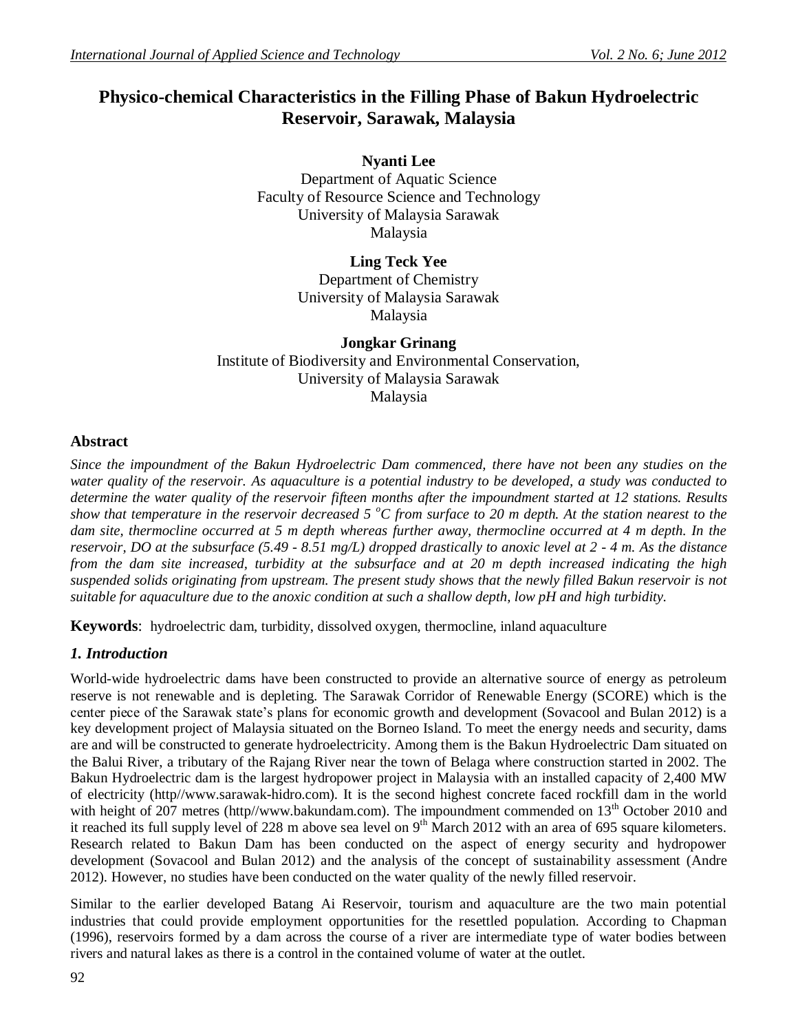# Physico-chemical Characteristics in the Filling Phase of Bakun Hydroelectric Reservoir, Sarawak, Malaysia

**Nyanti Lee**
Department of Aquatic Science
Faculty of Resource Science and Technology
University of Malaysia Sarawak
Malaysia

**Ling Teck Yee**
Department of Chemistry
University of Malaysia Sarawak
Malaysia

**Jongkar Grinang**
Institute of Biodiversity and Environmental Conservation,
University of Malaysia Sarawak
Malaysia

## Abstract

*Since the impoundment of the Bakun Hydroelectric Dam commenced, there have not been any studies on the water quality of the reservoir. As aquaculture is a potential industry to be developed, a study was conducted to determine the water quality of the reservoir fifteen months after the impoundment started at 12 stations. Results show that temperature in the reservoir decreased 5 $^oC$ from surface to 20 m depth. At the station nearest to the dam site, thermocline occurred at 5 m depth whereas further away, thermocline occurred at 4 m depth. In the reservoir, DO at the subsurface (5.49 - 8.51 mg/L) dropped drastically to anoxic level at 2 - 4 m. As the distance from the dam site increased, turbidity at the subsurface and at 20 m depth increased indicating the high suspended solids originating from upstream. The present study shows that the newly filled Bakun reservoir is not suitable for aquaculture due to the anoxic condition at such a shallow depth, low pH and high turbidity.*

**Keywords**: hydroelectric dam, turbidity, dissolved oxygen, thermocline, inland aquaculture

## *1. Introduction*

World-wide hydroelectric dams have been constructed to provide an alternative source of energy as petroleum reserve is not renewable and is depleting. The Sarawak Corridor of Renewable Energy (SCORE) which is the center piece of the Sarawak state's plans for economic growth and development (Sovacool and Bulan 2012) is a key development project of Malaysia situated on the Borneo Island. To meet the energy needs and security, dams are and will be constructed to generate hydroelectricity. Among them is the Bakun Hydroelectric Dam situated on the Balui River, a tributary of the Rajang River near the town of Belaga where construction started in 2002. The Bakun Hydroelectric dam is the largest hydropower project in Malaysia with an installed capacity of 2,400 MW of electricity (http//www.sarawak-hidro.com). It is the second highest concrete faced rockfill dam in the world with height of 207 metres (http//www.bakundam.com). The impoundment commended on 13th October 2010 and it reached its full supply level of 228 m above sea level on 9th March 2012 with an area of 695 square kilometers. Research related to Bakun Dam has been conducted on the aspect of energy security and hydropower development (Sovacool and Bulan 2012) and the analysis of the concept of sustainability assessment (Andre 2012). However, no studies have been conducted on the water quality of the newly filled reservoir.

Similar to the earlier developed Batang Ai Reservoir, tourism and aquaculture are the two main potential industries that could provide employment opportunities for the resettled population. According to Chapman (1996), reservoirs formed by a dam across the course of a river are intermediate type of water bodies between rivers and natural lakes as there is a control in the contained volume of water at the outlet.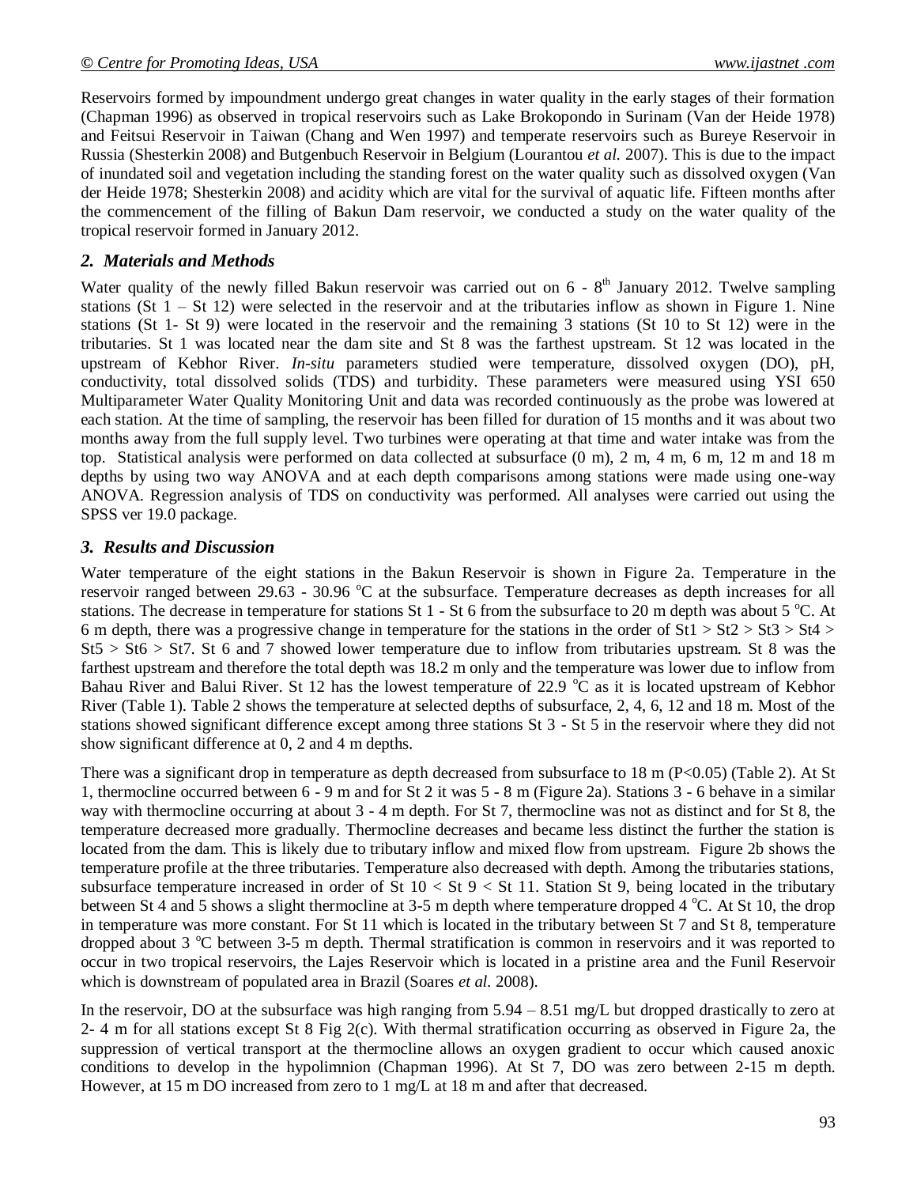Reservoirs formed by impoundment undergo great changes in water quality in the early stages of their formation (Chapman 1996) as observed in tropical reservoirs such as Lake Brokopondo in Surinam (Van der Heide 1978) and Feitsui Reservoir in Taiwan (Chang and Wen 1997) and temperate reservoirs such as Bureye Reservoir in Russia (Shesterkin 2008) and Butgenbuch Reservoir in Belgium (Lourantou *et al.* 2007). This is due to the impact of inundated soil and vegetation including the standing forest on the water quality such as dissolved oxygen (Van der Heide 1978; Shesterkin 2008) and acidity which are vital for the survival of aquatic life. Fifteen months after the commencement of the filling of Bakun Dam reservoir, we conducted a study on the water quality of the tropical reservoir formed in January 2012.

## *2. Materials and Methods*

Water quality of the newly filled Bakun reservoir was carried out on 6 - 8th January 2012. Twelve sampling stations (St 1 – St 12) were selected in the reservoir and at the tributaries inflow as shown in Figure 1. Nine stations (St 1- St 9) were located in the reservoir and the remaining 3 stations (St 10 to St 12) were in the tributaries. St 1 was located near the dam site and St 8 was the farthest upstream. St 12 was located in the upstream of Kebhor River. *In-situ* parameters studied were temperature, dissolved oxygen (DO), pH, conductivity, total dissolved solids (TDS) and turbidity. These parameters were measured using YSI 650 Multiparameter Water Quality Monitoring Unit and data was recorded continuously as the probe was lowered at each station. At the time of sampling, the reservoir has been filled for duration of 15 months and it was about two months away from the full supply level. Two turbines were operating at that time and water intake was from the top. Statistical analysis were performed on data collected at subsurface (0 m), 2 m, 4 m, 6 m, 12 m and 18 m depths by using two way ANOVA and at each depth comparisons among stations were made using one-way ANOVA. Regression analysis of TDS on conductivity was performed. All analyses were carried out using the SPSS ver 19.0 package.

## *3. Results and Discussion*

Water temperature of the eight stations in the Bakun Reservoir is shown in Figure 2a. Temperature in the reservoir ranged between 29.63 - 30.96 °C at the subsurface. Temperature decreases as depth increases for all stations. The decrease in temperature for stations St 1 - St 6 from the subsurface to 20 m depth was about 5 °C. At 6 m depth, there was a progressive change in temperature for the stations in the order of St1 > St2 > St3 > St4 > St5 > St6 > St7. St 6 and 7 showed lower temperature due to inflow from tributaries upstream. St 8 was the farthest upstream and therefore the total depth was 18.2 m only and the temperature was lower due to inflow from Bahau River and Balui River. St 12 has the lowest temperature of 22.9 °C as it is located upstream of Kebhor River (Table 1). Table 2 shows the temperature at selected depths of subsurface, 2, 4, 6, 12 and 18 m. Most of the stations showed significant difference except among three stations St 3 - St 5 in the reservoir where they did not show significant difference at 0, 2 and 4 m depths.

There was a significant drop in temperature as depth decreased from subsurface to 18 m ($P<0.05$) (Table 2). At St 1, thermocline occurred between 6 - 9 m and for St 2 it was 5 - 8 m (Figure 2a). Stations 3 - 6 behave in a similar way with thermocline occurring at about 3 - 4 m depth. For St 7, thermocline was not as distinct and for St 8, the temperature decreased more gradually. Thermocline decreases and became less distinct the further the station is located from the dam. This is likely due to tributary inflow and mixed flow from upstream. Figure 2b shows the temperature profile at the three tributaries. Temperature also decreased with depth. Among the tributaries stations, subsurface temperature increased in order of St 10 < St 9 < St 11. Station St 9, being located in the tributary between St 4 and 5 shows a slight thermocline at 3-5 m depth where temperature dropped 4 °C. At St 10, the drop in temperature was more constant. For St 11 which is located in the tributary between St 7 and St 8, temperature dropped about 3 °C between 3-5 m depth. Thermal stratification is common in reservoirs and it was reported to occur in two tropical reservoirs, the Lajes Reservoir which is located in a pristine area and the Funil Reservoir which is downstream of populated area in Brazil (Soares *et al.* 2008).

In the reservoir, DO at the subsurface was high ranging from 5.94 – 8.51 mg/L but dropped drastically to zero at 2- 4 m for all stations except St 8 Fig 2(c). With thermal stratification occurring as observed in Figure 2a, the suppression of vertical transport at the thermocline allows an oxygen gradient to occur which caused anoxic conditions to develop in the hypolimnion (Chapman 1996). At St 7, DO was zero between 2-15 m depth. However, at 15 m DO increased from zero to 1 mg/L at 18 m and after that decreased.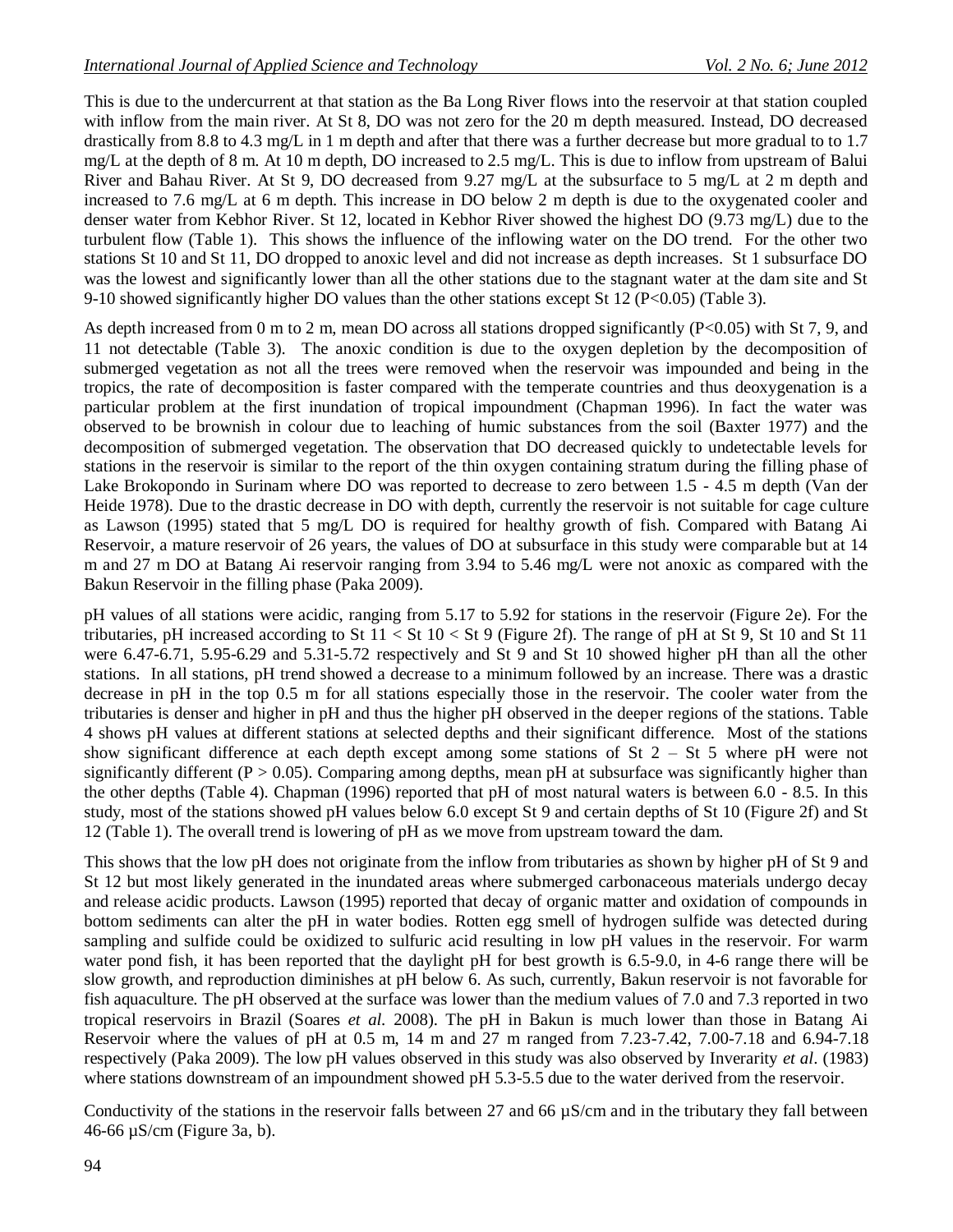This is due to the undercurrent at that station as the Ba Long River flows into the reservoir at that station coupled with inflow from the main river. At St 8, DO was not zero for the 20 m depth measured. Instead, DO decreased drastically from 8.8 to 4.3 mg/L in 1 m depth and after that there was a further decrease but more gradual to to 1.7 mg/L at the depth of 8 m. At 10 m depth, DO increased to 2.5 mg/L. This is due to inflow from upstream of Balui River and Bahau River. At St 9, DO decreased from 9.27 mg/L at the subsurface to 5 mg/L at 2 m depth and increased to 7.6 mg/L at 6 m depth. This increase in DO below 2 m depth is due to the oxygenated cooler and denser water from Kebhor River. St 12, located in Kebhor River showed the highest DO (9.73 mg/L) due to the turbulent flow (Table 1). This shows the influence of the inflowing water on the DO trend. For the other two stations St 10 and St 11, DO dropped to anoxic level and did not increase as depth increases. St 1 subsurface DO was the lowest and significantly lower than all the other stations due to the stagnant water at the dam site and St 9-10 showed significantly higher DO values than the other stations except St 12 ($P<0.05$) (Table 3).

As depth increased from 0 m to 2 m, mean DO across all stations dropped significantly ($P<0.05$) with St 7, 9, and 11 not detectable (Table 3). The anoxic condition is due to the oxygen depletion by the decomposition of submerged vegetation as not all the trees were removed when the reservoir was impounded and being in the tropics, the rate of decomposition is faster compared with the temperate countries and thus deoxygenation is a particular problem at the first inundation of tropical impoundment (Chapman 1996). In fact the water was observed to be brownish in colour due to leaching of humic substances from the soil (Baxter 1977) and the decomposition of submerged vegetation. The observation that DO decreased quickly to undetectable levels for stations in the reservoir is similar to the report of the thin oxygen containing stratum during the filling phase of Lake Brokopondo in Surinam where DO was reported to decrease to zero between 1.5 - 4.5 m depth (Van der Heide 1978). Due to the drastic decrease in DO with depth, currently the reservoir is not suitable for cage culture as Lawson (1995) stated that 5 mg/L DO is required for healthy growth of fish. Compared with Batang Ai Reservoir, a mature reservoir of 26 years, the values of DO at subsurface in this study were comparable but at 14 m and 27 m DO at Batang Ai reservoir ranging from 3.94 to 5.46 mg/L were not anoxic as compared with the Bakun Reservoir in the filling phase (Paka 2009).

pH values of all stations were acidic, ranging from 5.17 to 5.92 for stations in the reservoir (Figure 2e). For the tributaries, pH increased according to St 11 < St 10 < St 9 (Figure 2f). The range of pH at St 9, St 10 and St 11 were 6.47-6.71, 5.95-6.29 and 5.31-5.72 respectively and St 9 and St 10 showed higher pH than all the other stations. In all stations, pH trend showed a decrease to a minimum followed by an increase. There was a drastic decrease in pH in the top 0.5 m for all stations especially those in the reservoir. The cooler water from the tributaries is denser and higher in pH and thus the higher pH observed in the deeper regions of the stations. Table 4 shows pH values at different stations at selected depths and their significant difference. Most of the stations show significant difference at each depth except among some stations of St 2 – St 5 where pH were not significantly different ($P > 0.05$). Comparing among depths, mean pH at subsurface was significantly higher than the other depths (Table 4). Chapman (1996) reported that pH of most natural waters is between 6.0 - 8.5. In this study, most of the stations showed pH values below 6.0 except St 9 and certain depths of St 10 (Figure 2f) and St 12 (Table 1). The overall trend is lowering of pH as we move from upstream toward the dam.

This shows that the low pH does not originate from the inflow from tributaries as shown by higher pH of St 9 and St 12 but most likely generated in the inundated areas where submerged carbonaceous materials undergo decay and release acidic products. Lawson (1995) reported that decay of organic matter and oxidation of compounds in bottom sediments can alter the pH in water bodies. Rotten egg smell of hydrogen sulfide was detected during sampling and sulfide could be oxidized to sulfuric acid resulting in low pH values in the reservoir. For warm water pond fish, it has been reported that the daylight pH for best growth is 6.5-9.0, in 4-6 range there will be slow growth, and reproduction diminishes at pH below 6. As such, currently, Bakun reservoir is not favorable for fish aquaculture. The pH observed at the surface was lower than the medium values of 7.0 and 7.3 reported in two tropical reservoirs in Brazil (Soares *et al.* 2008). The pH in Bakun is much lower than those in Batang Ai Reservoir where the values of pH at 0.5 m, 14 m and 27 m ranged from 7.23-7.42, 7.00-7.18 and 6.94-7.18 respectively (Paka 2009). The low pH values observed in this study was also observed by Inverarity *et al*. (1983) where stations downstream of an impoundment showed pH 5.3-5.5 due to the water derived from the reservoir.

Conductivity of the stations in the reservoir falls between 27 and 66 µS/cm and in the tributary they fall between 46-66 µS/cm (Figure 3a, b).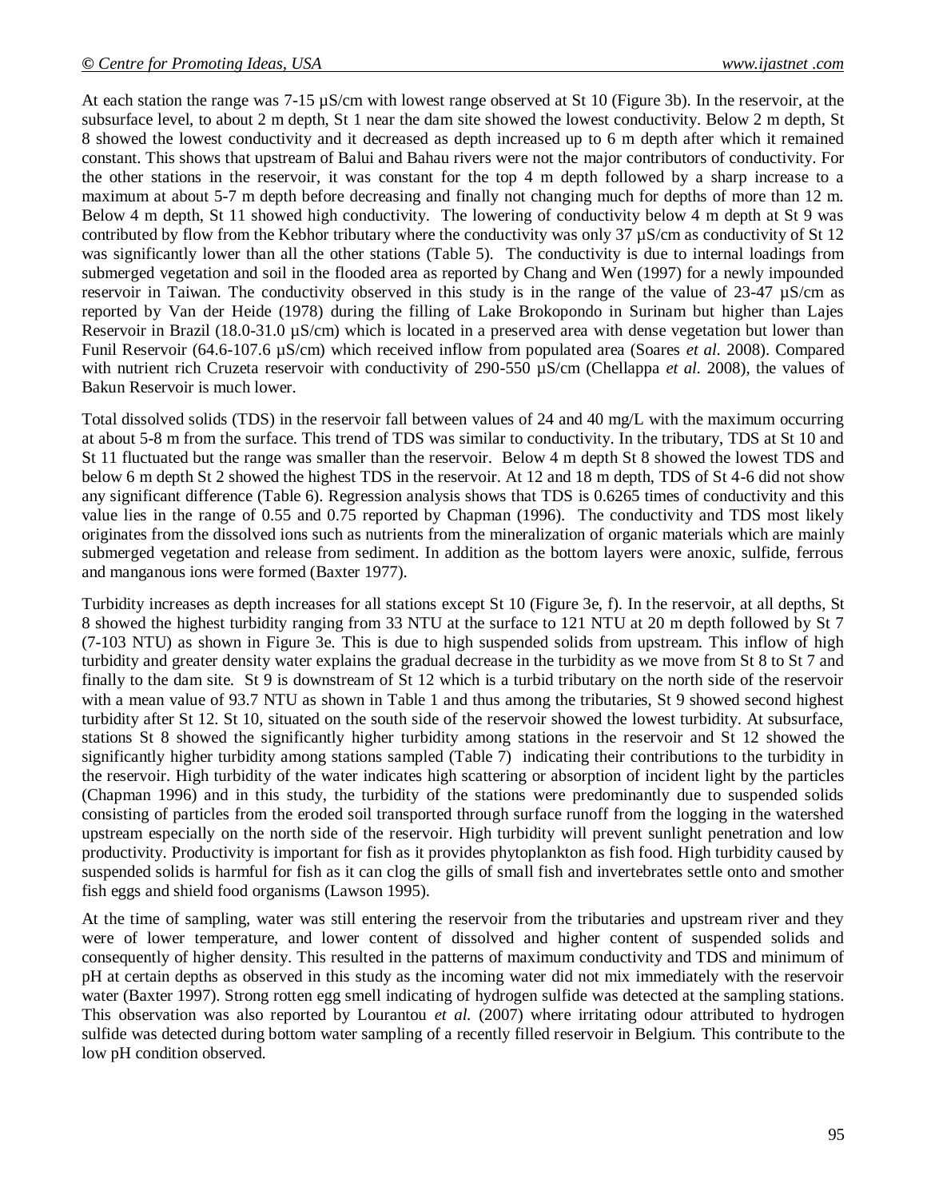At each station the range was 7-15 µS/cm with lowest range observed at St 10 (Figure 3b). In the reservoir, at the subsurface level, to about 2 m depth, St 1 near the dam site showed the lowest conductivity. Below 2 m depth, St 8 showed the lowest conductivity and it decreased as depth increased up to 6 m depth after which it remained constant. This shows that upstream of Balui and Bahau rivers were not the major contributors of conductivity. For the other stations in the reservoir, it was constant for the top 4 m depth followed by a sharp increase to a maximum at about 5-7 m depth before decreasing and finally not changing much for depths of more than 12 m. Below 4 m depth, St 11 showed high conductivity. The lowering of conductivity below 4 m depth at St 9 was contributed by flow from the Kebhor tributary where the conductivity was only 37 µS/cm as conductivity of St 12 was significantly lower than all the other stations (Table 5). The conductivity is due to internal loadings from submerged vegetation and soil in the flooded area as reported by Chang and Wen (1997) for a newly impounded reservoir in Taiwan. The conductivity observed in this study is in the range of the value of 23-47 µS/cm as reported by Van der Heide (1978) during the filling of Lake Brokopondo in Surinam but higher than Lajes Reservoir in Brazil (18.0-31.0 µS/cm) which is located in a preserved area with dense vegetation but lower than Funil Reservoir (64.6-107.6 µS/cm) which received inflow from populated area (Soares *et al.* 2008). Compared with nutrient rich Cruzeta reservoir with conductivity of 290-550 µS/cm (Chellappa *et al.* 2008), the values of Bakun Reservoir is much lower.

Total dissolved solids (TDS) in the reservoir fall between values of 24 and 40 mg/L with the maximum occurring at about 5-8 m from the surface. This trend of TDS was similar to conductivity. In the tributary, TDS at St 10 and St 11 fluctuated but the range was smaller than the reservoir. Below 4 m depth St 8 showed the lowest TDS and below 6 m depth St 2 showed the highest TDS in the reservoir. At 12 and 18 m depth, TDS of St 4-6 did not show any significant difference (Table 6). Regression analysis shows that TDS is 0.6265 times of conductivity and this value lies in the range of 0.55 and 0.75 reported by Chapman (1996). The conductivity and TDS most likely originates from the dissolved ions such as nutrients from the mineralization of organic materials which are mainly submerged vegetation and release from sediment. In addition as the bottom layers were anoxic, sulfide, ferrous and manganous ions were formed (Baxter 1977).

Turbidity increases as depth increases for all stations except St 10 (Figure 3e, f). In the reservoir, at all depths, St 8 showed the highest turbidity ranging from 33 NTU at the surface to 121 NTU at 20 m depth followed by St 7 (7-103 NTU) as shown in Figure 3e. This is due to high suspended solids from upstream. This inflow of high turbidity and greater density water explains the gradual decrease in the turbidity as we move from St 8 to St 7 and finally to the dam site. St 9 is downstream of St 12 which is a turbid tributary on the north side of the reservoir with a mean value of 93.7 NTU as shown in Table 1 and thus among the tributaries, St 9 showed second highest turbidity after St 12. St 10, situated on the south side of the reservoir showed the lowest turbidity. At subsurface, stations St 8 showed the significantly higher turbidity among stations in the reservoir and St 12 showed the significantly higher turbidity among stations sampled (Table 7) indicating their contributions to the turbidity in the reservoir. High turbidity of the water indicates high scattering or absorption of incident light by the particles (Chapman 1996) and in this study, the turbidity of the stations were predominantly due to suspended solids consisting of particles from the eroded soil transported through surface runoff from the logging in the watershed upstream especially on the north side of the reservoir. High turbidity will prevent sunlight penetration and low productivity. Productivity is important for fish as it provides phytoplankton as fish food. High turbidity caused by suspended solids is harmful for fish as it can clog the gills of small fish and invertebrates settle onto and smother fish eggs and shield food organisms (Lawson 1995).

At the time of sampling, water was still entering the reservoir from the tributaries and upstream river and they were of lower temperature, and lower content of dissolved and higher content of suspended solids and consequently of higher density. This resulted in the patterns of maximum conductivity and TDS and minimum of pH at certain depths as observed in this study as the incoming water did not mix immediately with the reservoir water (Baxter 1997). Strong rotten egg smell indicating of hydrogen sulfide was detected at the sampling stations. This observation was also reported by Lourantou *et al.* (2007) where irritating odour attributed to hydrogen sulfide was detected during bottom water sampling of a recently filled reservoir in Belgium. This contribute to the low pH condition observed.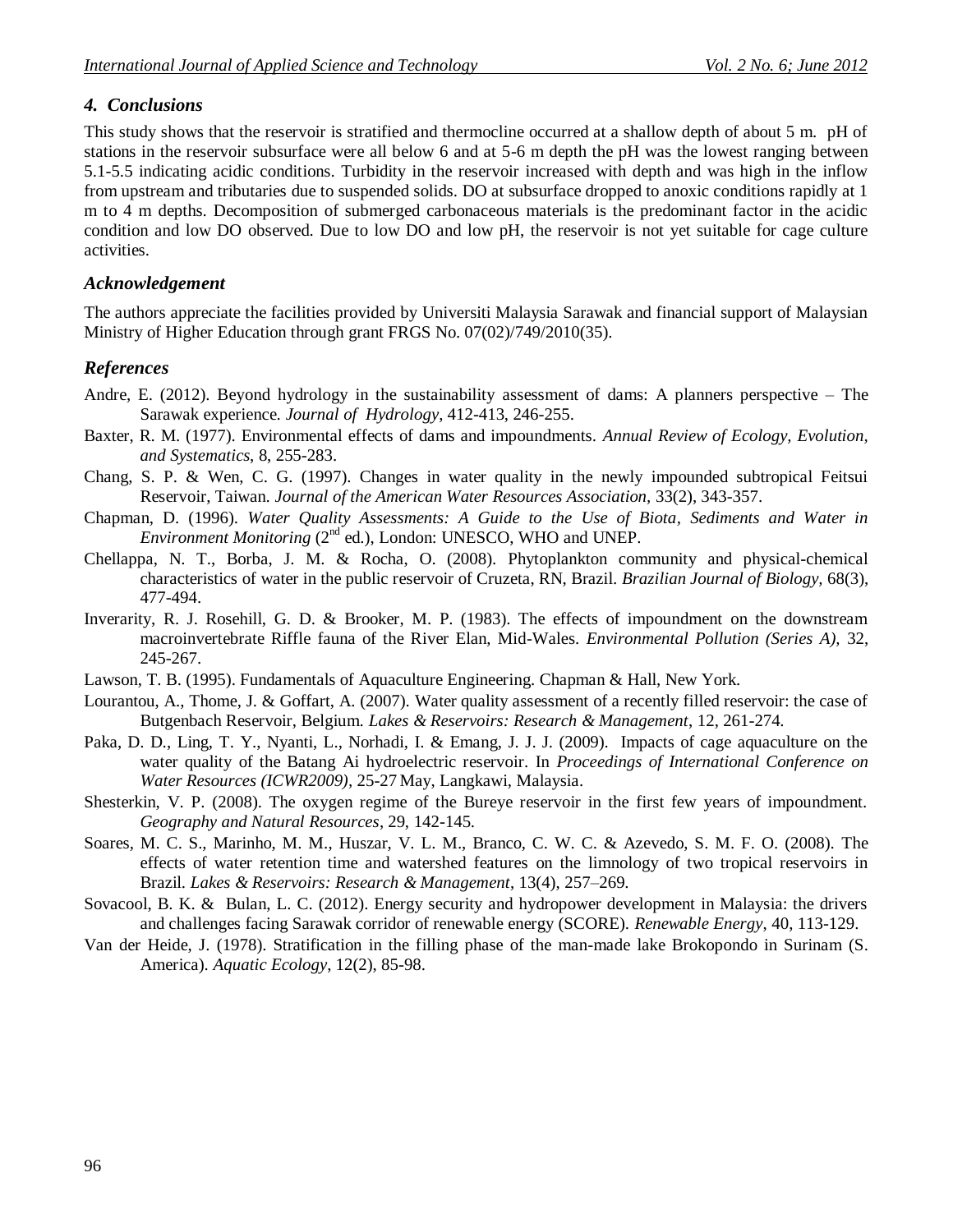## *4. Conclusions*

This study shows that the reservoir is stratified and thermocline occurred at a shallow depth of about 5 m. pH of stations in the reservoir subsurface were all below 6 and at 5-6 m depth the pH was the lowest ranging between 5.1-5.5 indicating acidic conditions. Turbidity in the reservoir increased with depth and was high in the inflow from upstream and tributaries due to suspended solids. DO at subsurface dropped to anoxic conditions rapidly at 1 m to 4 m depths. Decomposition of submerged carbonaceous materials is the predominant factor in the acidic condition and low DO observed. Due to low DO and low pH, the reservoir is not yet suitable for cage culture activities.

## *Acknowledgement*

The authors appreciate the facilities provided by Universiti Malaysia Sarawak and financial support of Malaysian Ministry of Higher Education through grant FRGS No. 07(02)/749/2010(35).

## *References*

Andre, E. (2012). Beyond hydrology in the sustainability assessment of dams: A planners perspective – The Sarawak experience. *Journal of Hydrology*, 412-413, 246-255.

Baxter, R. M. (1977). Environmental effects of dams and impoundments. *Annual Review of Ecology, Evolution, and Systematics*, 8, 255-283.

Chang, S. P. & Wen, C. G. (1997). Changes in water quality in the newly impounded subtropical Feitsui Reservoir, Taiwan. *Journal of the American Water Resources Association*, 33(2), 343-357.

Chapman, D. (1996). *Water Quality Assessments: A Guide to the Use of Biota, Sediments and Water in Environment Monitoring* (2nd ed.), London: UNESCO, WHO and UNEP.

Chellappa, N. T., Borba, J. M. & Rocha, O. (2008). Phytoplankton community and physical-chemical characteristics of water in the public reservoir of Cruzeta, RN, Brazil. *Brazilian Journal of Biology*, 68(3), 477-494.

Inverarity, R. J. Rosehill, G. D. & Brooker, M. P. (1983). The effects of impoundment on the downstream macroinvertebrate Riffle fauna of the River Elan, Mid-Wales. *Environmental Pollution (Series A)*, 32, 245-267.

Lawson, T. B. (1995). Fundamentals of Aquaculture Engineering. Chapman & Hall, New York.

Lourantou, A., Thome, J. & Goffart, A. (2007). Water quality assessment of a recently filled reservoir: the case of Butgenbach Reservoir, Belgium. *Lakes & Reservoirs: Research & Management*, 12, 261-274.

Paka, D. D., Ling, T. Y., Nyanti, L., Norhadi, I. & Emang, J. J. J. (2009). Impacts of cage aquaculture on the water quality of the Batang Ai hydroelectric reservoir. In *Proceedings of International Conference on Water Resources (ICWR2009)*, 25-27 May, Langkawi, Malaysia.

Shesterkin, V. P. (2008). The oxygen regime of the Bureye reservoir in the first few years of impoundment. *Geography and Natural Resources*, 29, 142-145.

Soares, M. C. S., Marinho, M. M., Huszar, V. L. M., Branco, C. W. C. & Azevedo, S. M. F. O. (2008). The effects of water retention time and watershed features on the limnology of two tropical reservoirs in Brazil. *Lakes & Reservoirs: Research & Management*, 13(4), 257–269.

Sovacool, B. K. & Bulan, L. C. (2012). Energy security and hydropower development in Malaysia: the drivers and challenges facing Sarawak corridor of renewable energy (SCORE). *Renewable Energy*, 40, 113-129.

Van der Heide, J. (1978). Stratification in the filling phase of the man-made lake Brokopondo in Surinam (S. America). *Aquatic Ecology*, 12(2), 85-98.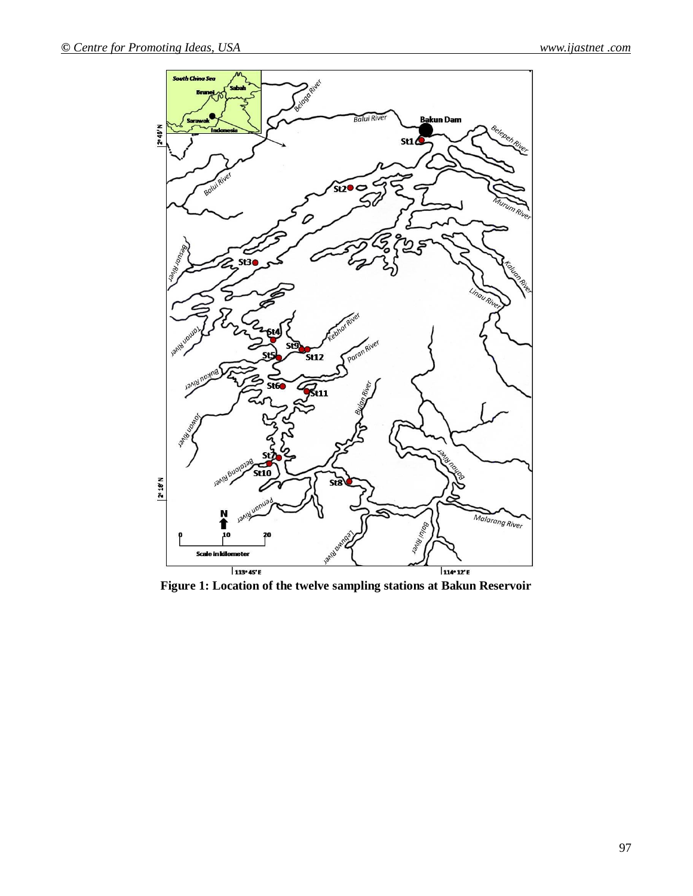**Figure 1: Location of the twelve sampling stations at Bakun Reservoir**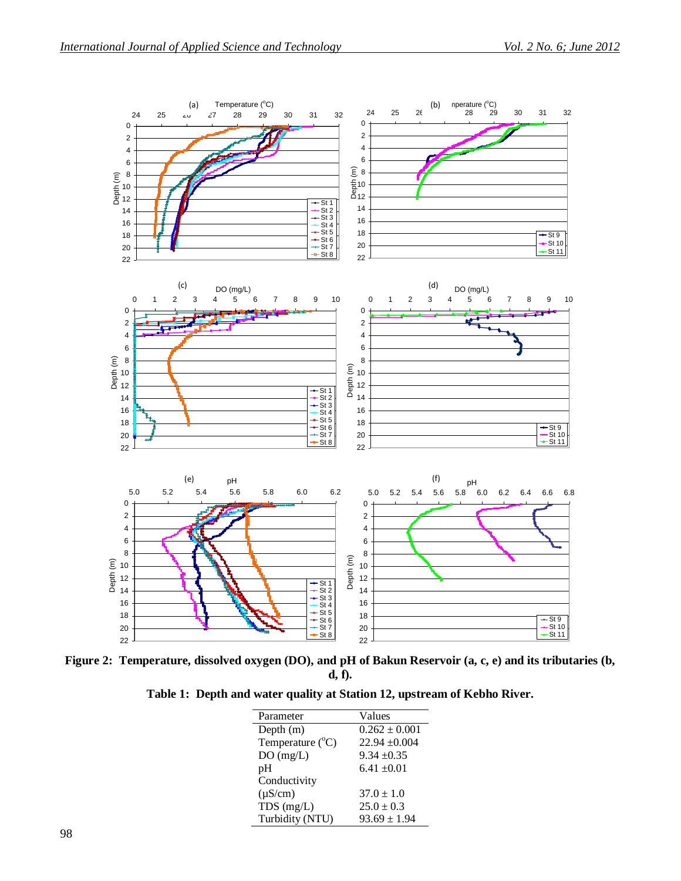**Figure 2: Temperature, dissolved oxygen (DO), and pH of Bakun Reservoir (a, c, e) and its tributaries (b, d, f).**

**Table 1: Depth and water quality at Station 12, upstream of Kebho River.**

| Parameter | Values |
|---|---|
| Depth (m) | 0.262 ± 0.001 |
| Temperature (°C) | 22.94 ±0.004 |
| DO (mg/L) | 9.34 ±0.35 |
| pH | 6.41 ±0.01 |
| Conductivity (μS/cm) | 37.0 ± 1.0 |
| TDS (mg/L) | 25.0 ± 0.3 |
| Turbidity (NTU) | 93.69 ± 1.94 |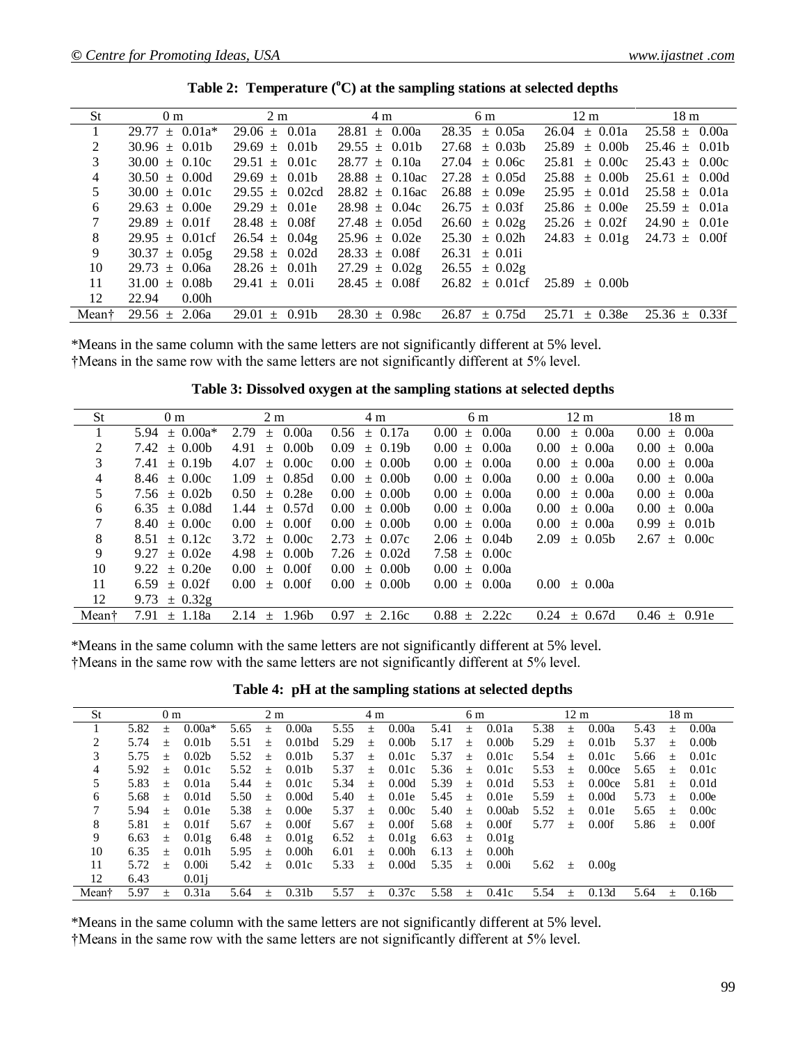**Table 2: Temperature ($^{o}$C) at the sampling stations at selected depths**

| St | 0 m | 2 m | 4 m | 6 m | 12 m | 18 m |
|---|---|---|---|---|---|---|
| 1 | 29.77 ± 0.01a* | 29.06 ± 0.01a | 28.81 ± 0.00a | 28.35 ± 0.05a | 26.04 ± 0.01a | 25.58 ± 0.00a |
| 2 | 30.96 ± 0.01b | 29.69 ± 0.01b | 29.55 ± 0.01b | 27.68 ± 0.03b | 25.89 ± 0.00b | 25.46 ± 0.01b |
| 3 | 30.00 ± 0.10c | 29.51 ± 0.01c | 28.77 ± 0.10a | 27.04 ± 0.06c | 25.81 ± 0.00c | 25.43 ± 0.00c |
| 4 | 30.50 ± 0.00d | 29.69 ± 0.01b | 28.88 ± 0.10ac | 27.28 ± 0.05d | 25.88 ± 0.00b | 25.61 ± 0.00d |
| 5 | 30.00 ± 0.01c | 29.55 ± 0.02cd | 28.82 ± 0.16ac | 26.88 ± 0.09e | 25.95 ± 0.01d | 25.58 ± 0.01a |
| 6 | 29.63 ± 0.00e | 29.29 ± 0.01e | 28.98 ± 0.04c | 26.75 ± 0.03f | 25.86 ± 0.00e | 25.59 ± 0.01a |
| 7 | 29.89 ± 0.01f | 28.48 ± 0.08f | 27.48 ± 0.05d | 26.60 ± 0.02g | 25.26 ± 0.02f | 24.90 ± 0.01e |
| 8 | 29.95 ± 0.01cf | 26.54 ± 0.04g | 25.96 ± 0.02e | 25.30 ± 0.02h | 24.83 ± 0.01g | 24.73 ± 0.00f |
| 9 | 30.37 ± 0.05g | 29.58 ± 0.02d | 28.33 ± 0.08f | 26.31 ± 0.01i | | |
| 10 | 29.73 ± 0.06a | 28.26 ± 0.01h | 27.29 ± 0.02g | 26.55 ± 0.02g | | |
| 11 | 31.00 ± 0.08b | 29.41 ± 0.01i | 28.45 ± 0.08f | 26.82 ± 0.01cf | 25.89 ± 0.00b | |
| 12 | 22.94 0.00h | | | | | |
| Mean† | 29.56 ± 2.06a | 29.01 ± 0.91b | 28.30 ± 0.98c | 26.87 ± 0.75d | 25.71 ± 0.38e | 25.36 ± 0.33f |

*Means in the same column with the same letters are not significantly different at 5% level.
†Means in the same row with the same letters are not significantly different at 5% level.

**Table 3: Dissolved oxygen at the sampling stations at selected depths**

| St | 0 m | 2 m | 4 m | 6 m | 12 m | 18 m |
|---|---|---|---|---|---|---|
| 1 | 5.94 ± 0.00a* | 2.79 ± 0.00a | 0.56 ± 0.17a | 0.00 ± 0.00a | 0.00 ± 0.00a | 0.00 ± 0.00a |
| 2 | 7.42 ± 0.00b | 4.91 ± 0.00b | 0.09 ± 0.19b | 0.00 ± 0.00a | 0.00 ± 0.00a | 0.00 ± 0.00a |
| 3 | 7.41 ± 0.19b | 4.07 ± 0.00c | 0.00 ± 0.00b | 0.00 ± 0.00a | 0.00 ± 0.00a | 0.00 ± 0.00a |
| 4 | 8.46 ± 0.00c | 1.09 ± 0.85d | 0.00 ± 0.00b | 0.00 ± 0.00a | 0.00 ± 0.00a | 0.00 ± 0.00a |
| 5 | 7.56 ± 0.02b | 0.50 ± 0.28e | 0.00 ± 0.00b | 0.00 ± 0.00a | 0.00 ± 0.00a | 0.00 ± 0.00a |
| 6 | 6.35 ± 0.08d | 1.44 ± 0.57d | 0.00 ± 0.00b | 0.00 ± 0.00a | 0.00 ± 0.00a | 0.00 ± 0.00a |
| 7 | 8.40 ± 0.00c | 0.00 ± 0.00f | 0.00 ± 0.00b | 0.00 ± 0.00a | 0.00 ± 0.00a | 0.99 ± 0.01b |
| 8 | 8.51 ± 0.12c | 3.72 ± 0.00c | 2.73 ± 0.07c | 2.06 ± 0.04b | 2.09 ± 0.05b | 2.67 ± 0.00c |
| 9 | 9.27 ± 0.02e | 4.98 ± 0.00b | 7.26 ± 0.02d | 7.58 ± 0.00c | | |
| 10 | 9.22 ± 0.20e | 0.00 ± 0.00f | 0.00 ± 0.00b | 0.00 ± 0.00a | | |
| 11 | 6.59 ± 0.02f | 0.00 ± 0.00f | 0.00 ± 0.00b | 0.00 ± 0.00a | 0.00 ± 0.00a | |
| 12 | 9.73 ± 0.32g | | | | | |
| Mean† | 7.91 ± 1.18a | 2.14 ± 1.96b | 0.97 ± 2.16c | 0.88 ± 2.22c | 0.24 ± 0.67d | 0.46 ± 0.91e |

*Means in the same column with the same letters are not significantly different at 5% level.
†Means in the same row with the same letters are not significantly different at 5% level.

**Table 4: pH at the sampling stations at selected depths**

| St | 0 m | 2 m | 4 m | 6 m | 12 m | 18 m |
|---|---|---|---|---|---|---|
| 1 | 5.82 ± 0.00a* | 5.65 ± 0.00a | 5.55 ± 0.00a | 5.41 ± 0.01a | 5.38 ± 0.00a | 5.43 ± 0.00a |
| 2 | 5.74 ± 0.01b | 5.51 ± 0.01bd | 5.29 ± 0.00b | 5.17 ± 0.00b | 5.29 ± 0.01b | 5.37 ± 0.00b |
| 3 | 5.75 ± 0.02b | 5.52 ± 0.01b | 5.37 ± 0.01c | 5.37 ± 0.01c | 5.54 ± 0.01c | 5.66 ± 0.01c |
| 4 | 5.92 ± 0.01c | 5.52 ± 0.01b | 5.37 ± 0.01c | 5.36 ± 0.01c | 5.53 ± 0.00ce | 5.65 ± 0.01c |
| 5 | 5.83 ± 0.01a | 5.44 ± 0.01c | 5.34 ± 0.00d | 5.39 ± 0.01d | 5.53 ± 0.00ce | 5.81 ± 0.01d |
| 6 | 5.68 ± 0.01d | 5.50 ± 0.00d | 5.40 ± 0.01e | 5.45 ± 0.01e | 5.59 ± 0.00d | 5.73 ± 0.00e |
| 7 | 5.94 ± 0.01e | 5.38 ± 0.00e | 5.37 ± 0.00c | 5.40 ± 0.00ab | 5.52 ± 0.01e | 5.65 ± 0.00c |
| 8 | 5.81 ± 0.01f | 5.67 ± 0.00f | 5.67 ± 0.00f | 5.68 ± 0.00f | 5.77 ± 0.00f | 5.86 ± 0.00f |
| 9 | 6.63 ± 0.01g | 6.48 ± 0.01g | 6.52 ± 0.01g | 6.63 ± 0.01g | | |
| 10 | 6.35 ± 0.01h | 5.95 ± 0.00h | 6.01 ± 0.00h | 6.13 ± 0.00h | | |
| 11 | 5.72 ± 0.00i | 5.42 ± 0.01c | 5.33 ± 0.00d | 5.35 ± 0.00i | 5.62 ± 0.00g | |
| 12 | 6.43 0.01j | | | | | |
| Mean† | 5.97 ± 0.31a | 5.64 ± 0.31b | 5.57 ± 0.37c | 5.58 ± 0.41c | 5.54 ± 0.13d | 5.64 ± 0.16b |

*Means in the same column with the same letters are not significantly different at 5% level.
†Means in the same row with the same letters are not significantly different at 5% level.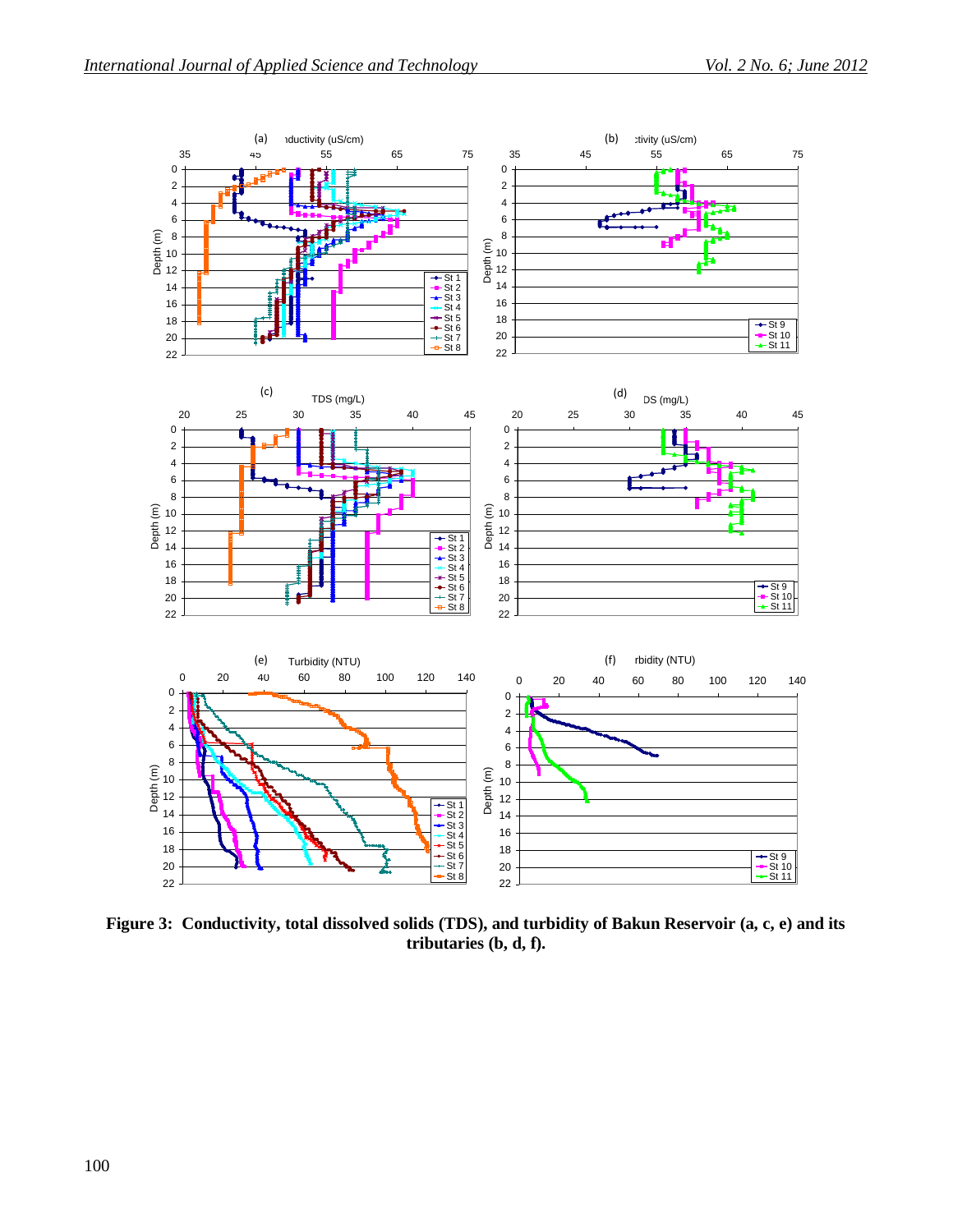**Figure 3: Conductivity, total dissolved solids (TDS), and turbidity of Bakun Reservoir (a, c, e) and its tributaries (b, d, f).**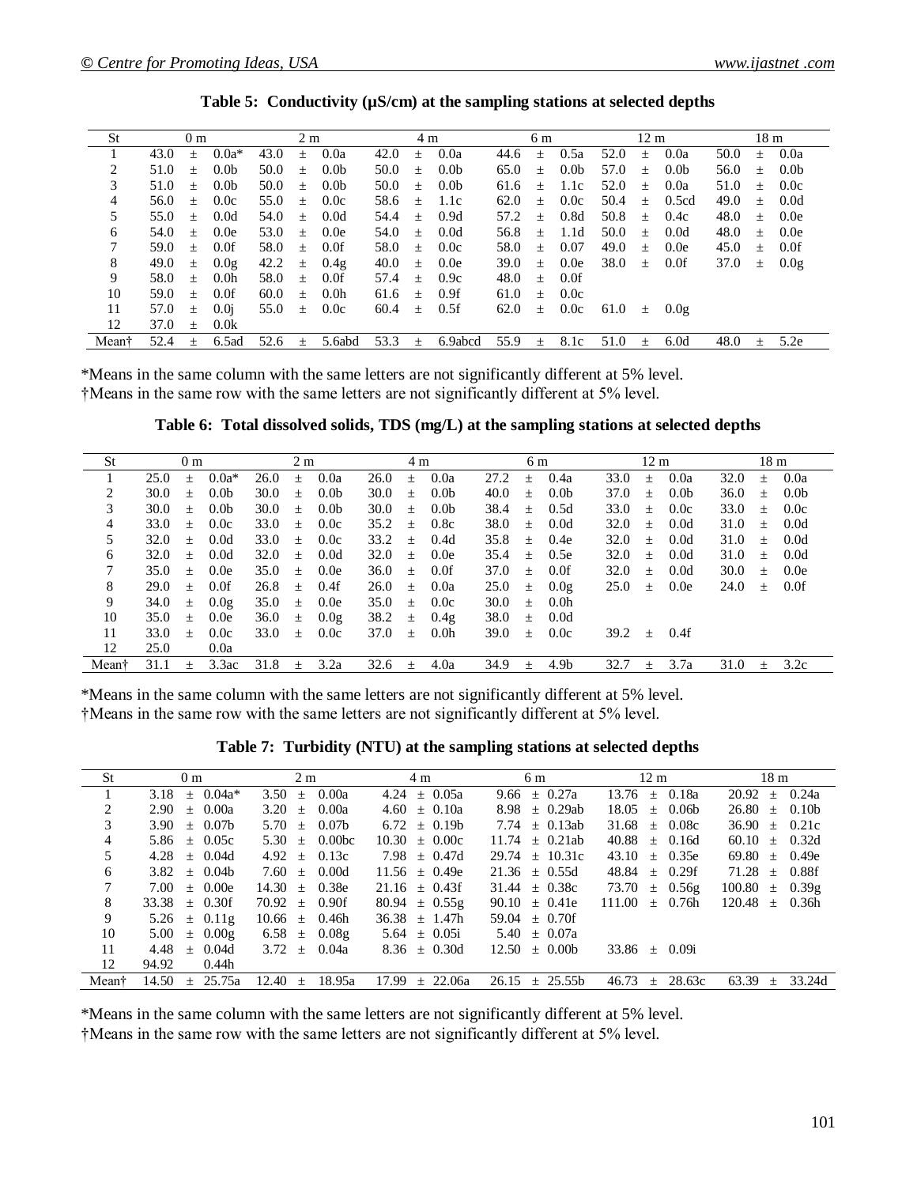**Table 5: Conductivity (µS/cm) at the sampling stations at selected depths**

| St | 0 m | 2 m | 4 m | 6 m | 12 m | 18 m |
|---|---|---|---|---|---|---|
| 1 | 43.0 ± 0.0a* | 43.0 ± 0.0a | 42.0 ± 0.0a | 44.6 ± 0.5a | 52.0 ± 0.0a | 50.0 ± 0.0a |
| 2 | 51.0 ± 0.0b | 50.0 ± 0.0b | 50.0 ± 0.0b | 65.0 ± 0.0b | 57.0 ± 0.0b | 56.0 ± 0.0b |
| 3 | 51.0 ± 0.0b | 50.0 ± 0.0b | 50.0 ± 0.0b | 61.6 ± 1.1c | 52.0 ± 0.0a | 51.0 ± 0.0c |
| 4 | 56.0 ± 0.0c | 55.0 ± 0.0c | 58.6 ± 1.1c | 62.0 ± 0.0c | 50.4 ± 0.5cd | 49.0 ± 0.0d |
| 5 | 55.0 ± 0.0d | 54.0 ± 0.0d | 54.4 ± 0.9d | 57.2 ± 0.8d | 50.8 ± 0.4c | 48.0 ± 0.0e |
| 6 | 54.0 ± 0.0e | 53.0 ± 0.0e | 54.0 ± 0.0d | 56.8 ± 1.1d | 50.0 ± 0.0d | 48.0 ± 0.0e |
| 7 | 59.0 ± 0.0f | 58.0 ± 0.0f | 58.0 ± 0.0c | 58.0 ± 0.07 | 49.0 ± 0.0e | 45.0 ± 0.0f |
| 8 | 49.0 ± 0.0g | 42.2 ± 0.4g | 40.0 ± 0.0e | 39.0 ± 0.0e | 38.0 ± 0.0f | 37.0 ± 0.0g |
| 9 | 58.0 ± 0.0h | 58.0 ± 0.0f | 57.4 ± 0.9c | 48.0 ± 0.0f | | |
| 10 | 59.0 ± 0.0f | 60.0 ± 0.0h | 61.6 ± 0.9f | 61.0 ± 0.0c | | |
| 11 | 57.0 ± 0.0j | 55.0 ± 0.0c | 60.4 ± 0.5f | 62.0 ± 0.0c | 61.0 ± 0.0g | |
| 12 | 37.0 ± 0.0k | | | | | |
| Mean† | 52.4 ± 6.5ad | 52.6 ± 5.6abd | 53.3 ± 6.9abcd | 55.9 ± 8.1c | 51.0 ± 6.0d | 48.0 ± 5.2e |

*Means in the same column with the same letters are not significantly different at 5% level.
†Means in the same row with the same letters are not significantly different at 5% level.

**Table 6: Total dissolved solids, TDS (mg/L) at the sampling stations at selected depths**

| St | 0 m | 2 m | 4 m | 6 m | 12 m | 18 m |
|---|---|---|---|---|---|---|
| 1 | 25.0 ± 0.0a* | 26.0 ± 0.0a | 26.0 ± 0.0a | 27.2 ± 0.4a | 33.0 ± 0.0a | 32.0 ± 0.0a |
| 2 | 30.0 ± 0.0b | 30.0 ± 0.0b | 30.0 ± 0.0b | 40.0 ± 0.0b | 37.0 ± 0.0b | 36.0 ± 0.0b |
| 3 | 30.0 ± 0.0b | 30.0 ± 0.0b | 30.0 ± 0.0b | 38.4 ± 0.5d | 33.0 ± 0.0c | 33.0 ± 0.0c |
| 4 | 33.0 ± 0.0c | 33.0 ± 0.0c | 35.2 ± 0.8c | 38.0 ± 0.0d | 32.0 ± 0.0d | 31.0 ± 0.0d |
| 5 | 32.0 ± 0.0d | 33.0 ± 0.0c | 33.2 ± 0.4d | 35.8 ± 0.4e | 32.0 ± 0.0d | 31.0 ± 0.0d |
| 6 | 32.0 ± 0.0d | 32.0 ± 0.0d | 32.0 ± 0.0e | 35.4 ± 0.5e | 32.0 ± 0.0d | 31.0 ± 0.0d |
| 7 | 35.0 ± 0.0e | 35.0 ± 0.0e | 36.0 ± 0.0f | 37.0 ± 0.0f | 32.0 ± 0.0d | 30.0 ± 0.0e |
| 8 | 29.0 ± 0.0f | 26.8 ± 0.4f | 26.0 ± 0.0a | 25.0 ± 0.0g | 25.0 ± 0.0e | 24.0 ± 0.0f |
| 9 | 34.0 ± 0.0g | 35.0 ± 0.0e | 35.0 ± 0.0c | 30.0 ± 0.0h | | |
| 10 | 35.0 ± 0.0e | 36.0 ± 0.0g | 38.2 ± 0.4g | 38.0 ± 0.0d | | |
| 11 | 33.0 ± 0.0c | 33.0 ± 0.0c | 37.0 ± 0.0h | 39.0 ± 0.0c | 39.2 ± 0.4f | |
| 12 | 25.0 0.0a | | | | | |
| Mean† | 31.1 ± 3.3ac | 31.8 ± 3.2a | 32.6 ± 4.0a | 34.9 ± 4.9b | 32.7 ± 3.7a | 31.0 ± 3.2c |

*Means in the same column with the same letters are not significantly different at 5% level.
†Means in the same row with the same letters are not significantly different at 5% level.

**Table 7: Turbidity (NTU) at the sampling stations at selected depths**

| St | 0 m | 2 m | 4 m | 6 m | 12 m | 18 m |
|---|---|---|---|---|---|---|
| 1 | 3.18 ± 0.04a* | 3.50 ± 0.00a | 4.24 ± 0.05a | 9.66 ± 0.27a | 13.76 ± 0.18a | 20.92 ± 0.24a |
| 2 | 2.90 ± 0.00a | 3.20 ± 0.00a | 4.60 ± 0.10a | 8.98 ± 0.29ab | 18.05 ± 0.06b | 26.80 ± 0.10b |
| 3 | 3.90 ± 0.07b | 5.70 ± 0.07b | 6.72 ± 0.19b | 7.74 ± 0.13ab | 31.68 ± 0.08c | 36.90 ± 0.21c |
| 4 | 5.86 ± 0.05c | 5.30 ± 0.00bc | 10.30 ± 0.00c | 11.74 ± 0.21ab | 40.88 ± 0.16d | 60.10 ± 0.32d |
| 5 | 4.28 ± 0.04d | 4.92 ± 0.13c | 7.98 ± 0.47d | 29.74 ± 10.31c | 43.10 ± 0.35e | 69.80 ± 0.49e |
| 6 | 3.82 ± 0.04b | 7.60 ± 0.00d | 11.56 ± 0.49e | 21.36 ± 0.55d | 48.84 ± 0.29f | 71.28 ± 0.88f |
| 7 | 7.00 ± 0.00e | 14.30 ± 0.38e | 21.16 ± 0.43f | 31.44 ± 0.38c | 73.70 ± 0.56g | 100.80 ± 0.39g |
| 8 | 33.38 ± 0.30f | 70.92 ± 0.90f | 80.94 ± 0.55g | 90.10 ± 0.41e | 111.00 ± 0.76h | 120.48 ± 0.36h |
| 9 | 5.26 ± 0.11g | 10.66 ± 0.46h | 36.38 ± 1.47h | 59.04 ± 0.70f | | |
| 10 | 5.00 ± 0.00g | 6.58 ± 0.08g | 5.64 ± 0.05i | 5.40 ± 0.07a | | |
| 11 | 4.48 ± 0.04d | 3.72 ± 0.04a | 8.36 ± 0.30d | 12.50 ± 0.00b | 33.86 ± 0.09i | |
| 12 | 94.92 0.44h | | | | | |
| Mean† | 14.50 ± 25.75a | 12.40 ± 18.95a | 17.99 ± 22.06a | 26.15 ± 25.55b | 46.73 ± 28.63c | 63.39 ± 33.24d |

*Means in the same column with the same letters are not significantly different at 5% level.
†Means in the same row with the same letters are not significantly different at 5% level.